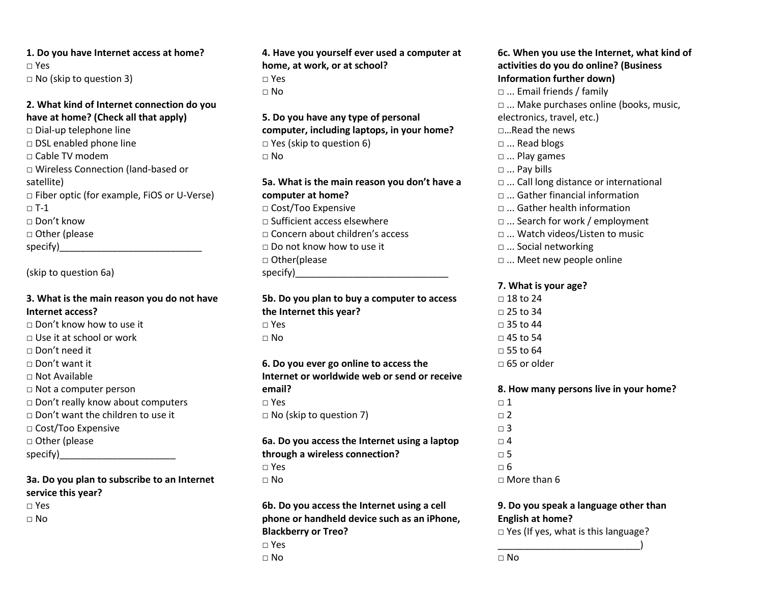**1. Do you have Internet access at home?**

□ Yes
□ No (skip to question 3)

**2. What kind of Internet connection do you have at home? (Check all that apply)**

□ Dial-up telephone line
□ DSL enabled phone line
□ Cable TV modem
□ Wireless Connection (land-based or satellite)
□ Fiber optic (for example, FiOS or U-Verse)
□ T-1
□ Don't know
□ Other (please specify)___________________________

(skip to question 6a)

**3. What is the main reason you do not have Internet access?**

□ Don't know how to use it
□ Use it at school or work
□ Don't need it
□ Don't want it
□ Not Available
□ Not a computer person
□ Don't really know about computers
□ Don't want the children to use it
□ Cost/Too Expensive
□ Other (please specify)______________________

**3a. Do you plan to subscribe to an Internet service this year?**

□ Yes
□ No

**4. Have you yourself ever used a computer at home, at work, or at school?**

□ Yes
□ No

**5. Do you have any type of personal computer, including laptops, in your home?**

□ Yes (skip to question 6)
□ No

**5a. What is the main reason you don't have a computer at home?**

□ Cost/Too Expensive
□ Sufficient access elsewhere
□ Concern about children's access
□ Do not know how to use it
□ Other(please specify)_____________________________

**5b. Do you plan to buy a computer to access the Internet this year?**

□ Yes
□ No

**6. Do you ever go online to access the Internet or worldwide web or send or receive email?**

□ Yes
□ No (skip to question 7)

**6a. Do you access the Internet using a laptop through a wireless connection?**

□ Yes
□ No

**6b. Do you access the Internet using a cell phone or handheld device such as an iPhone, Blackberry or Treo?**

□ Yes
□ No

**6c. When you use the Internet, what kind of activities do you do online? (Business Information further down)**

□ ... Email friends / family
□ ... Make purchases online (books, music, electronics, travel, etc.)
□...Read the news
□ ... Read blogs
□ ... Play games
□ ... Pay bills
□ ... Call long distance or international
□ ... Gather financial information
□ ... Gather health information
□ ... Search for work / employment
□ ... Watch videos/Listen to music
□ ... Social networking
□ ... Meet new people online

**7. What is your age?**

□ 18 to 24
□ 25 to 34
□ 35 to 44
□ 45 to 54
□ 55 to 64
□ 65 or older

**8. How many persons live in your home?**

□ 1
□ 2
□ 3
□ 4
□ 5
□ 6
□ More than 6

**9. Do you speak a language other than English at home?**

□ Yes (If yes, what is this language? ____________________________)
□ No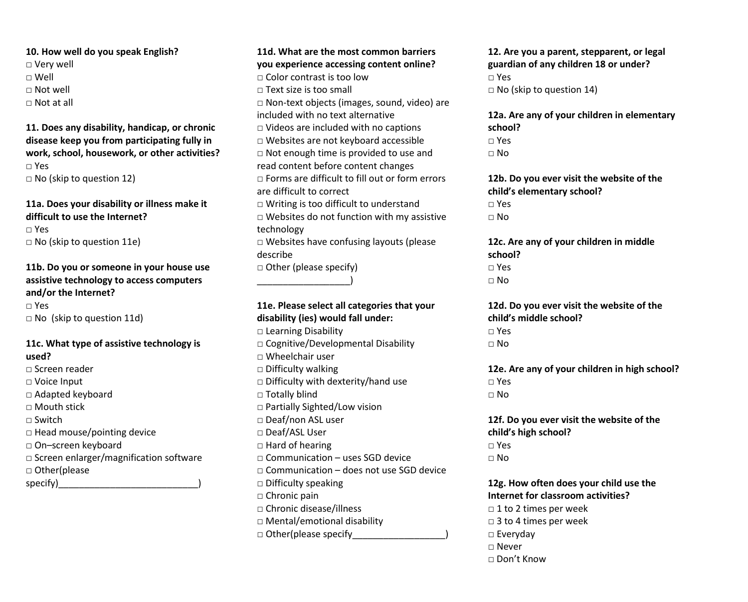**10. How well do you speak English?**

□ Very well
□ Well
□ Not well
□ Not at all

**11. Does any disability, handicap, or chronic disease keep you from participating fully in work, school, housework, or other activities?**

□ Yes
□ No (skip to question 12)

**11a. Does your disability or illness make it difficult to use the Internet?**

□ Yes
□ No (skip to question 11e)

**11b. Do you or someone in your house use assistive technology to access computers and/or the Internet?**

□ Yes
□ No (skip to question 11d)

**11c. What type of assistive technology is used?**

□ Screen reader
□ Voice Input
□ Adapted keyboard
□ Mouth stick
□ Switch
□ Head mouse/pointing device
□ On–screen keyboard
□ Screen enlarger/magnification software
□ Other(please specify)___________________________)

**11d. What are the most common barriers you experience accessing content online?**

□ Color contrast is too low
□ Text size is too small
□ Non-text objects (images, sound, video) are included with no text alternative
□ Videos are included with no captions
□ Websites are not keyboard accessible
□ Not enough time is provided to use and read content before content changes
□ Forms are difficult to fill out or form errors are difficult to correct
□ Writing is too difficult to understand
□ Websites do not function with my assistive technology
□ Websites have confusing layouts (please describe
□ Other (please specify) __________________)

**11e. Please select all categories that your disability (ies) would fall under:**

□ Learning Disability
□ Cognitive/Developmental Disability
□ Wheelchair user
□ Difficulty walking
□ Difficulty with dexterity/hand use
□ Totally blind
□ Partially Sighted/Low vision
□ Deaf/non ASL user
□ Deaf/ASL User
□ Hard of hearing
□ Communication – uses SGD device
□ Communication – does not use SGD device
□ Difficulty speaking
□ Chronic pain
□ Chronic disease/illness
□ Mental/emotional disability
□ Other(please specify__________________)

**12. Are you a parent, stepparent, or legal guardian of any children 18 or under?**

□ Yes
□ No (skip to question 14)

**12a. Are any of your children in elementary school?**

□ Yes
□ No

**12b. Do you ever visit the website of the child's elementary school?**

□ Yes
□ No

**12c. Are any of your children in middle school?**

□ Yes
□ No

**12d. Do you ever visit the website of the child's middle school?**

□ Yes
□ No

**12e. Are any of your children in high school?**

□ Yes
□ No

**12f. Do you ever visit the website of the child's high school?**

□ Yes
□ No

**12g. How often does your child use the Internet for classroom activities?**

□ 1 to 2 times per week
□ 3 to 4 times per week
□ Everyday
□ Never
□ Don't Know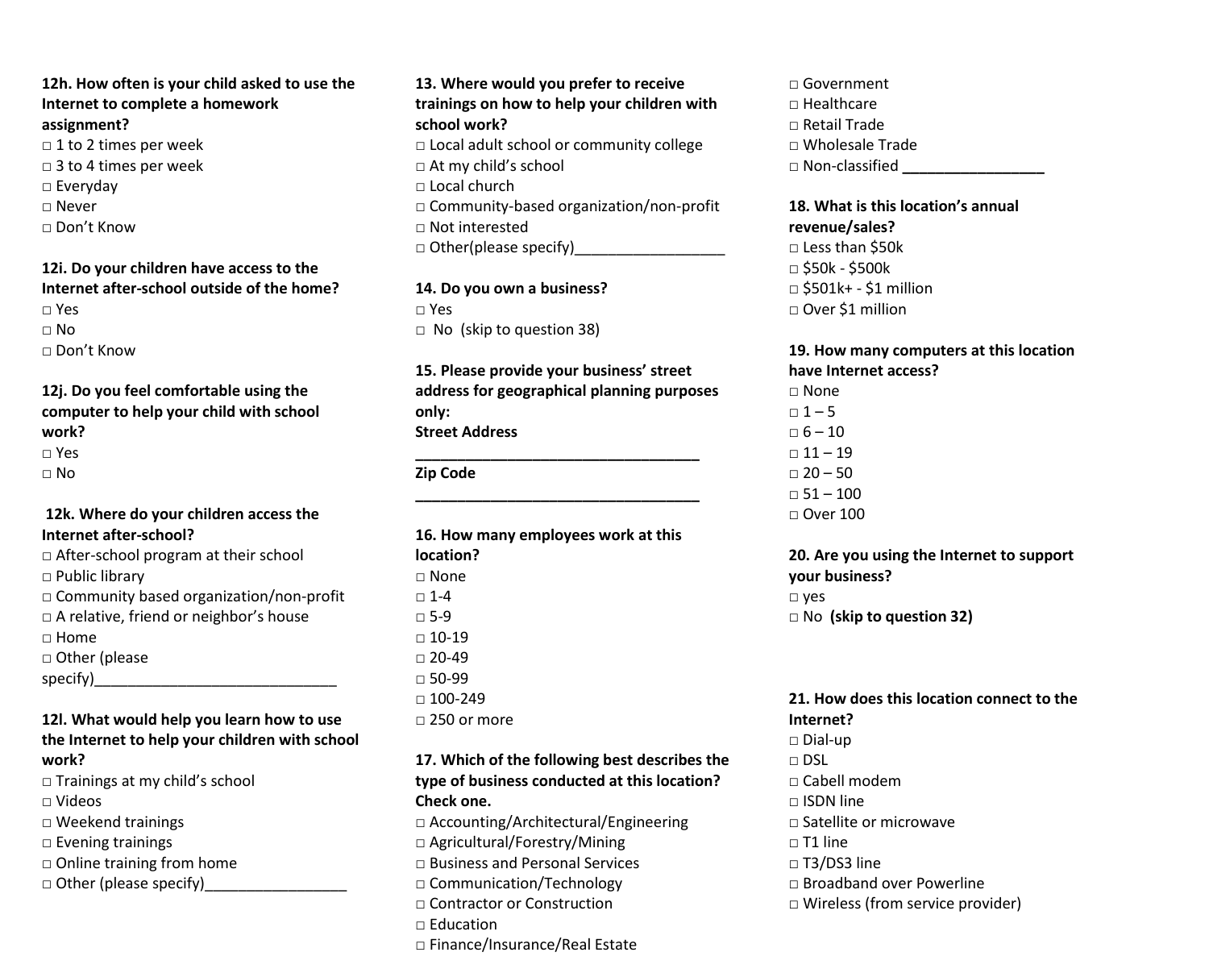**12h. How often is your child asked to use the Internet to complete a homework assignment?**

□ 1 to 2 times per week
□ 3 to 4 times per week
□ Everyday
□ Never
□ Don't Know

**12i. Do your children have access to the Internet after-school outside of the home?**

□ Yes
□ No
□ Don't Know

**12j. Do you feel comfortable using the computer to help your child with school work?**

□ Yes
□ No

**12k. Where do your children access the Internet after-school?**

□ After-school program at their school
□ Public library
□ Community based organization/non-profit
□ A relative, friend or neighbor's house
□ Home
□ Other (please specify)_____________________________

**12l. What would help you learn how to use the Internet to help your children with school work?**

□ Trainings at my child's school
□ Videos
□ Weekend trainings
□ Evening trainings
□ Online training from home
□ Other (please specify)_________________

**13. Where would you prefer to receive trainings on how to help your children with school work?**

□ Local adult school or community college
□ At my child's school
□ Local church
□ Community-based organization/non-profit
□ Not interested
□ Other(please specify)__________________

**14. Do you own a business?**

□ Yes
□ No (skip to question 38)

**15. Please provide your business' street address for geographical planning purposes only:**

**Street Address**

**__________________________________**

**Zip Code**

**__________________________________**

**16. How many employees work at this location?**

□ None
□ 1-4
□ 5-9
□ 10-19
□ 20-49
□ 50-99
□ 100-249
□ 250 or more

**17. Which of the following best describes the type of business conducted at this location? Check one.**

□ Accounting/Architectural/Engineering
□ Agricultural/Forestry/Mining
□ Business and Personal Services
□ Communication/Technology
□ Contractor or Construction
□ Education
□ Finance/Insurance/Real Estate
□ Government
□ Healthcare
□ Retail Trade
□ Wholesale Trade
□ Non-classified _________________

**18. What is this location's annual revenue/sales?**

□ Less than $50k
□ $50k - $500k
□ $501k+ - $1 million
□ Over $1 million

**19. How many computers at this location have Internet access?**

□ None
□ 1 – 5
□ 6 – 10
□ 11 – 19
□ 20 – 50
□ 51 – 100
□ Over 100

**20. Are you using the Internet to support your business?**

□ yes
□ No **(skip to question 32)**

**21. How does this location connect to the Internet?**

□ Dial-up
□ DSL
□ Cabell modem
□ ISDN line
□ Satellite or microwave
□ T1 line
□ T3/DS3 line
□ Broadband over Powerline
□ Wireless (from service provider)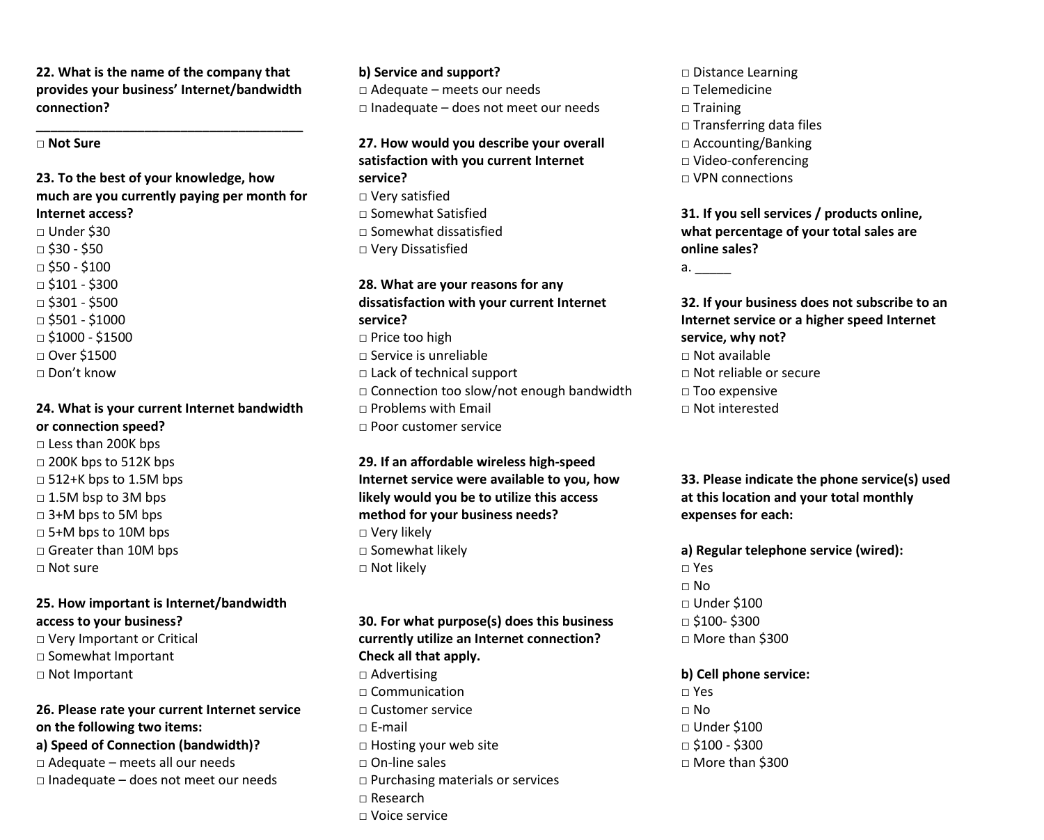**22. What is the name of the company that provides your business' Internet/bandwidth connection?**

**\_\_\_\_\_\_\_\_\_\_\_\_\_\_\_\_\_\_\_\_\_\_\_\_\_\_\_\_\_\_\_\_\_\_\_\_\_\_\_\_**

□ **Not Sure**

**23. To the best of your knowledge, how much are you currently paying per month for Internet access?**

□ Under $30
□ $30 - $50
□ $50 - $100
□ $101 - $300
□ $301 - $500
□ $501 - $1000
□ $1000 - $1500
□ Over $1500
□ Don't know

**24. What is your current Internet bandwidth or connection speed?**

□ Less than 200K bps
□ 200K bps to 512K bps
□ 512+K bps to 1.5M bps
□ 1.5M bsp to 3M bps
□ 3+M bps to 5M bps
□ 5+M bps to 10M bps
□ Greater than 10M bps
□ Not sure

**25. How important is Internet/bandwidth access to your business?**

□ Very Important or Critical
□ Somewhat Important
□ Not Important

**26. Please rate your current Internet service on the following two items:**

**a) Speed of Connection (bandwidth)?**

□ Adequate – meets all our needs
□ Inadequate – does not meet our needs

**b) Service and support?**

□ Adequate – meets our needs
□ Inadequate – does not meet our needs

**27. How would you describe your overall satisfaction with you current Internet service?**

□ Very satisfied
□ Somewhat Satisfied
□ Somewhat dissatisfied
□ Very Dissatisfied

**28. What are your reasons for any dissatisfaction with your current Internet service?**

□ Price too high
□ Service is unreliable
□ Lack of technical support
□ Connection too slow/not enough bandwidth
□ Problems with Email
□ Poor customer service

**29. If an affordable wireless high-speed Internet service were available to you, how likely would you be to utilize this access method for your business needs?**

□ Very likely
□ Somewhat likely
□ Not likely

**30. For what purpose(s) does this business currently utilize an Internet connection? Check all that apply.**

□ Advertising
□ Communication
□ Customer service
□ E-mail
□ Hosting your web site
□ On-line sales
□ Purchasing materials or services
□ Research
□ Voice service
□ Distance Learning
□ Telemedicine
□ Training
□ Transferring data files
□ Accounting/Banking
□ Video-conferencing
□ VPN connections

**31. If you sell services / products online, what percentage of your total sales are online sales?**

a. \_\_\_\_\_

**32. If your business does not subscribe to an Internet service or a higher speed Internet service, why not?**

□ Not available
□ Not reliable or secure
□ Too expensive
□ Not interested

**33. Please indicate the phone service(s) used at this location and your total monthly expenses for each:**

**a) Regular telephone service (wired):**

□ Yes
□ No
□ Under $100
□ $100- $300
□ More than $300

**b) Cell phone service:**

□ Yes
□ No
□ Under $100
□ $100 - $300
□ More than $300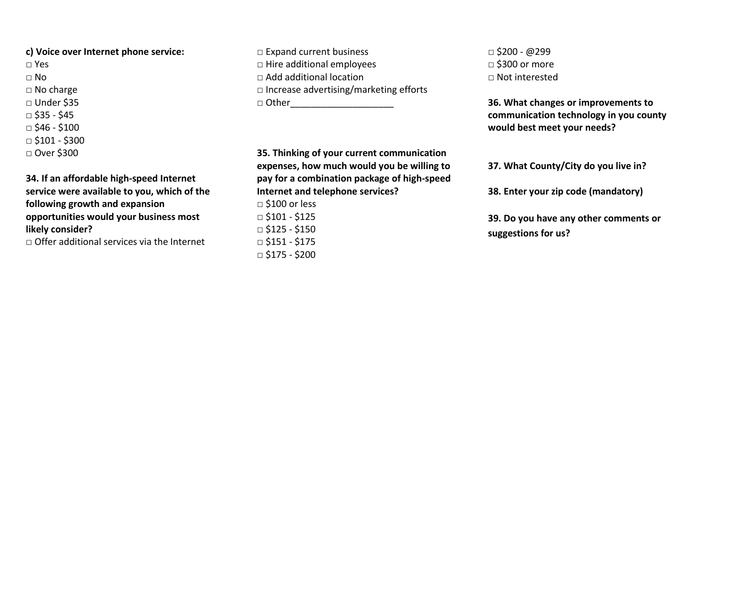**c) Voice over Internet phone service:**

□ Yes
□ No
□ No charge
□ Under $35
□ $35 - $45
□ $46 - $100
□ $101 - $300
□ Over $300

**34. If an affordable high-speed Internet service were available to you, which of the following growth and expansion opportunities would your business most likely consider?**

□ Offer additional services via the Internet
□ Expand current business
□ Hire additional employees
□ Add additional location
□ Increase advertising/marketing efforts
□ Other____________________

**35. Thinking of your current communication expenses, how much would you be willing to pay for a combination package of high-speed Internet and telephone services?**

□ $100 or less
□ $101 - $125
□ $125 - $150
□ $151 - $175
□ $175 - $200
□ $200 - @299
□ $300 or more
□ Not interested

**36. What changes or improvements to communication technology in you county would best meet your needs?**

**37. What County/City do you live in?**

**38. Enter your zip code (mandatory)**

**39. Do you have any other comments or suggestions for us?**